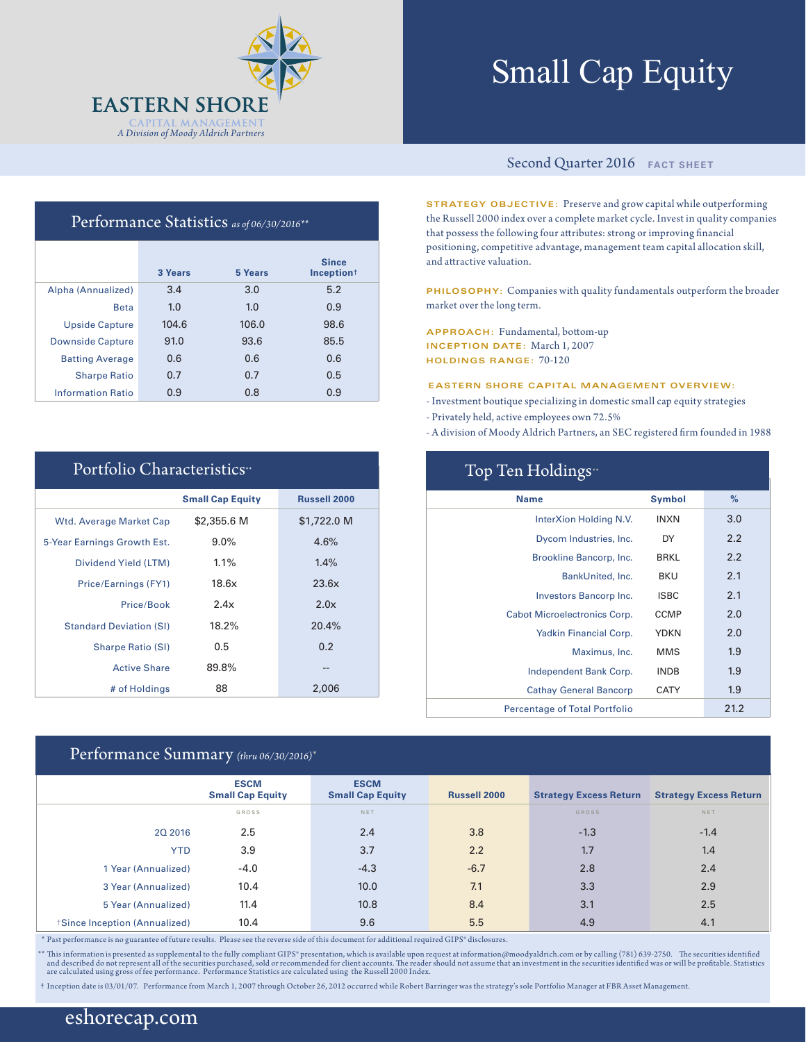# EASTERN SHORE

CAPITAL MANAGEMENT

*A Division of Moody Aldrich Partners*

# Small Cap Equity

Second Quarter 2016 **FACT SHEET**

## Performance Statistics *as of 06/30/2016***

| | 3 Years | 5 Years | Since Inception† |
|---|---|---|---|
| Alpha (Annualized) | 3.4 | 3.0 | 5.2 |
| Beta | 1.0 | 1.0 | 0.9 |
| Upside Capture | 104.6 | 106.0 | 98.6 |
| Downside Capture | 91.0 | 93.6 | 85.5 |
| Batting Average | 0.6 | 0.6 | 0.6 |
| Sharpe Ratio | 0.7 | 0.7 | 0.5 |
| Information Ratio | 0.9 | 0.8 | 0.9 |

**STRATEGY OBJECTIVE:** Preserve and grow capital while outperforming the Russell 2000 index over a complete market cycle. Invest in quality companies that possess the following four attributes: strong or improving financial positioning, competitive advantage, management team capital allocation skill, and attractive valuation.

**PHILOSOPHY:** Companies with quality fundamentals outperform the broader market over the long term.

**APPROACH:** Fundamental, bottom-up
**INCEPTION DATE:** March 1, 2007
**HOLDINGS RANGE:** 70-120

**EASTERN SHORE CAPITAL MANAGEMENT OVERVIEW:**

- Investment boutique specializing in domestic small cap equity strategies
- Privately held, active employees own 72.5%
- A division of Moody Aldrich Partners, an SEC registered firm founded in 1988

## Portfolio Characteristics**

| | Small Cap Equity | Russell 2000 |
|---|---|---|
| Wtd. Average Market Cap | $2,355.6 M | $1,722.0 M |
| 5-Year Earnings Growth Est. | 9.0% | 4.6% |
| Dividend Yield (LTM) | 1.1% | 1.4% |
| Price/Earnings (FY1) | 18.6x | 23.6x |
| Price/Book | 2.4x | 2.0x |
| Standard Deviation (SI) | 18.2% | 20.4% |
| Sharpe Ratio (SI) | 0.5 | 0.2 |
| Active Share | 89.8% | -- |
| # of Holdings | 88 | 2,006 |

## Top Ten Holdings**

| Name | Symbol | % |
|---|---|---|
| InterXion Holding N.V. | INXN | 3.0 |
| Dycom Industries, Inc. | DY | 2.2 |
| Brookline Bancorp, Inc. | BRKL | 2.2 |
| BankUnited, Inc. | BKU | 2.1 |
| Investors Bancorp Inc. | ISBC | 2.1 |
| Cabot Microelectronics Corp. | CCMP | 2.0 |
| Yadkin Financial Corp. | YDKN | 2.0 |
| Maximus, Inc. | MMS | 1.9 |
| Independent Bank Corp. | INDB | 1.9 |
| Cathay General Bancorp | CATY | 1.9 |
| Percentage of Total Portfolio | | 21.2 |

## Performance Summary *(thru 06/30/2016)**

| | ESCM Small Cap Equity | ESCM Small Cap Equity | Russell 2000 | Strategy Excess Return | Strategy Excess Return |
|---|---|---|---|---|---|
| | GROSS | NET | | GROSS | NET |
| 2Q 2016 | 2.5 | 2.4 | 3.8 | -1.3 | -1.4 |
| YTD | 3.9 | 3.7 | 2.2 | 1.7 | 1.4 |
| 1 Year (Annualized) | -4.0 | -4.3 | -6.7 | 2.8 | 2.4 |
| 3 Year (Annualized) | 10.4 | 10.0 | 7.1 | 3.3 | 2.9 |
| 5 Year (Annualized) | 11.4 | 10.8 | 8.4 | 3.1 | 2.5 |
| †Since Inception (Annualized) | 10.4 | 9.6 | 5.5 | 4.9 | 4.1 |

\* Past performance is no guarantee of future results. Please see the reverse side of this document for additional required GIPS® disclosures.

** This information is presented as supplemental to the fully compliant GIPS® presentation, which is available upon request at information@moodyaldrich.com or by calling (781) 639-2750. The securities identified and described do not represent all of the securities purchased, sold or recommended for client accounts. The reader should not assume that an investment in the securities identified was or will be profitable. Statistics are calculated using gross of fee performance. Performance Statistics are calculated using the Russell 2000 Index.

† Inception date is 03/01/07. Performance from March 1, 2007 through October 26, 2012 occurred while Robert Barringer was the strategy's sole Portfolio Manager at FBR Asset Management.

eshorecap.com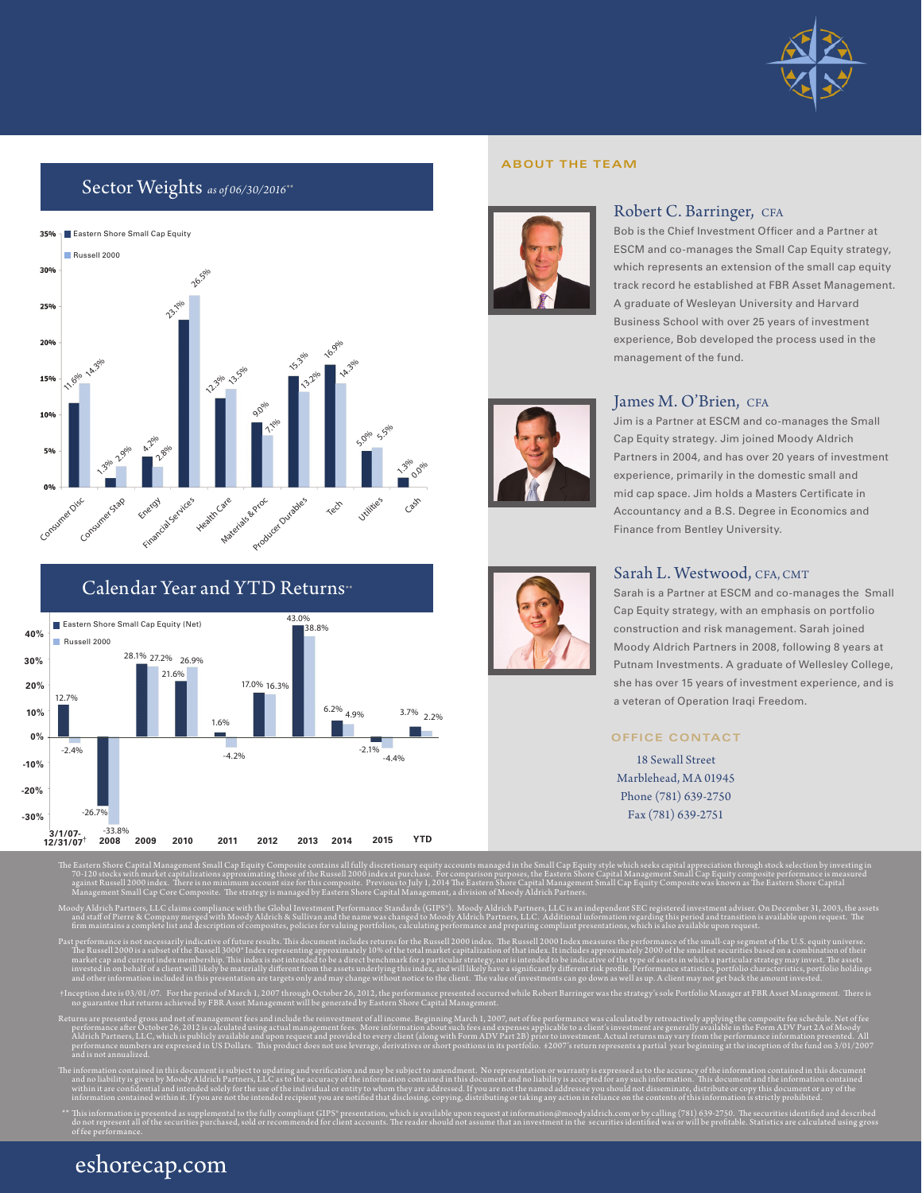## Sector Weights *as of 06/30/2016\*\**

35%
30%
25%
20%
15%
10%
5%
0%

Eastern Shore Small Cap Equity
Russell 2000

11.6% 14.3%
1.3% 2.9%
4.2% 2.8%
23.1% 26.5%
12.3% 13.5%
9.0% 7.1%
15.3% 13.2%
16.9% 14.3%
5.0% 5.5%
1.3% 0.0%

Consumer Disc
Consumer Stap
Energy
Financial Services
Health Care
Materials & Proc
Producer Durables
Tech
Utilities
Cash

## Calendar Year and YTD Returns\*\*

40%
30%
20%
10%
0%
-10%
-20%
-30%

Eastern Shore Small Cap Equity (Net)
Russell 2000

12.7% -2.4%
-26.7% -33.8%
28.1% 27.2%
21.6% 26.9%
1.6% -4.2%
17.0% 16.3%
43.0% 38.8%
6.2% 4.9%
-2.1% -4.4%
3.7% 2.2%

3/1/07-12/31/07†
2008
2009
2010
2011
2012
2013
2014
2015
YTD

## ABOUT THE TEAM

### Robert C. Barringer, CFA

Bob is the Chief Investment Officer and a Partner at ESCM and co-manages the Small Cap Equity strategy, which represents an extension of the small cap equity track record he established at FBR Asset Management. A graduate of Wesleyan University and Harvard Business School with over 25 years of investment experience, Bob developed the process used in the management of the fund.

### James M. O'Brien, CFA

Jim is a Partner at ESCM and co-manages the Small Cap Equity strategy. Jim joined Moody Aldrich Partners in 2004, and has over 20 years of investment experience, primarily in the domestic small and mid cap space. Jim holds a Masters Certificate in Accountancy and a B.S. Degree in Economics and Finance from Bentley University.

### Sarah L. Westwood, CFA, CMT

Sarah is a Partner at ESCM and co-manages the Small Cap Equity strategy, with an emphasis on portfolio construction and risk management. Sarah joined Moody Aldrich Partners in 2008, following 8 years at Putnam Investments. A graduate of Wellesley College, she has over 15 years of investment experience, and is a veteran of Operation Iraqi Freedom.

## OFFICE CONTACT

18 Sewall Street
Marblehead, MA 01945
Phone (781) 639-2750
Fax (781) 639-2751

The Eastern Shore Capital Management Small Cap Equity Composite contains all fully discretionary equity accounts managed in the Small Cap Equity style which seeks capital appreciation through stock selection by investing in 70-120 stocks with market capitalizations approximating those of the Russell 2000 index at purchase. For comparison purposes, the Eastern Shore Capital Management Small Cap Equity composite performance is measured against Russell 2000 index. There is no minimum account size for this composite. Previous to July 1, 2014 The Eastern Shore Capital Management Small Cap Equity Composite was known as The Eastern Shore Capital Management Small Cap Core Composite. The strategy is managed by Eastern Shore Capital Management, a division of Moody Aldrich Partners.

Moody Aldrich Partners, LLC claims compliance with the Global Investment Performance Standards (GIPS®). Moody Aldrich Partners, LLC is an independent SEC registered investment adviser. On December 31, 2003, the assets and staff of Pierre & Company merged with Moody Aldrich & Sullivan and the name was changed to Moody Aldrich Partners, LLC. Additional information regarding this period and transition is available upon request. The firm maintains a complete list and description of composites, policies for valuing portfolios, calculating performance and preparing compliant presentations, which is also available upon request.

Past performance is not necessarily indicative of future results. This document includes returns for the Russell 2000 index. The Russell 2000 Index measures the performance of the small-cap segment of the U.S. equity universe. The Russell 2000 is a subset of the Russell 3000® Index representing approximately 10% of the total market capitalization of that index. It includes approximately 2000 of the smallest securities based on a combination of their market cap and current index membership. This index is not intended to be a direct benchmark for a particular strategy, nor is intended to be indicative of the type of assets in which a particular strategy may invest. The assets invested in on behalf of a client will likely be materially different from the assets underlying this index, and will likely have a significantly different risk profile. Performance statistics, portfolio characteristics, portfolio holdings and other information included in this presentation are targets only and may change without notice to the client. The value of investments can go down as well as up. A client may not get back the amount invested.

†Inception date is 03/01/07. For the period of March 1, 2007 through October 26, 2012, the performance presented occurred while Robert Barringer was the strategy's sole Portfolio Manager at FBR Asset Management. There is no guarantee that returns achieved by FBR Asset Management will be generated by Eastern Shore Capital Management.

Returns are presented gross and net of management fees and include the reinvestment of all income. Beginning March 1, 2007, net of fee performance was calculated by retroactively applying the composite fee schedule. Net of fee performance after October 26, 2012 is calculated using actual management fees. More information about such fees and expenses applicable to a client's investment are generally available in the Form ADV Part 2A of Moody Aldrich Partners, LLC, which is publicly available and upon request and provided to every client (along with Form ADV Part 2B) prior to investment. Actual returns may vary from the performance information presented. All performance numbers are expressed in US Dollars. This product does not use leverage, derivatives or short positions in its portfolio. †2007's return represents a partial year beginning at the inception of the fund on 3/01/2007 and is not annualized.

The information contained in this document is subject to updating and verification and may be subject to amendment. No representation or warranty is expressed as to the accuracy of the information contained in this document and no liability is given by Moody Aldrich Partners, LLC as to the accuracy of the information contained in this document and no liability is accepted for any such information. This document and the information contained within it are confidential and intended solely for the use of the individual or entity to whom they are addressed. If you are not the named addressee you should not disseminate, distribute or copy this document or any of the information contained within it. If you are not the intended recipient you are notified that disclosing, copying, distributing or taking any action in reliance on the contents of this information is strictly prohibited.

\*\* This information is presented as supplemental to the fully compliant GIPS® presentation, which is available upon request at information@moodyaldrich.com or by calling (781) 639-2750. The securities identified and described do not represent all of the securities purchased, sold or recommended for client accounts. The reader should not assume that an investment in the securities identified was or will be profitable. Statistics are calculated using gross of fee performance.

eshorecap.com